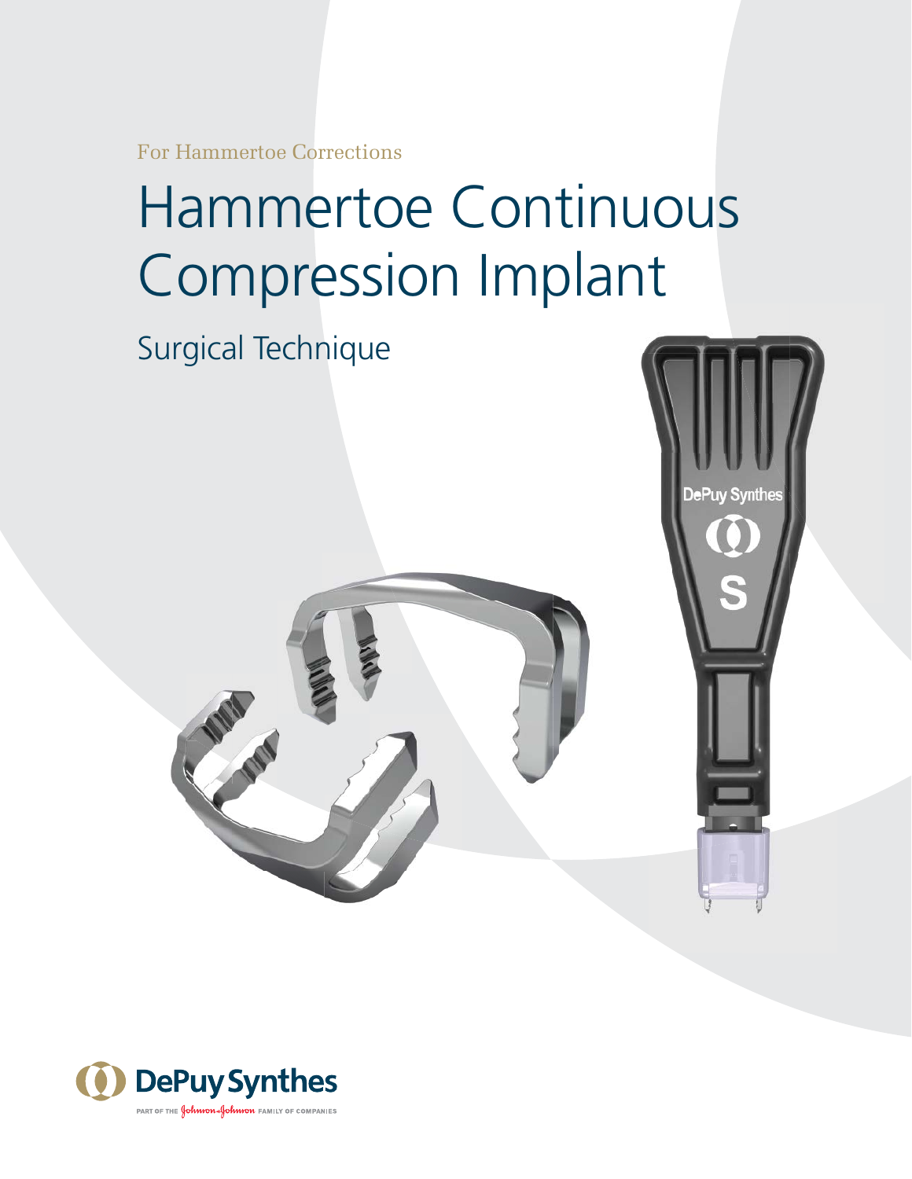For Hammertoe Corrections

# Hammertoe Continuous Compression Implant

## Surgical Technique

DePuy Synthes

PART OF THE Johnson & Johnson FAMILY OF COMPANIES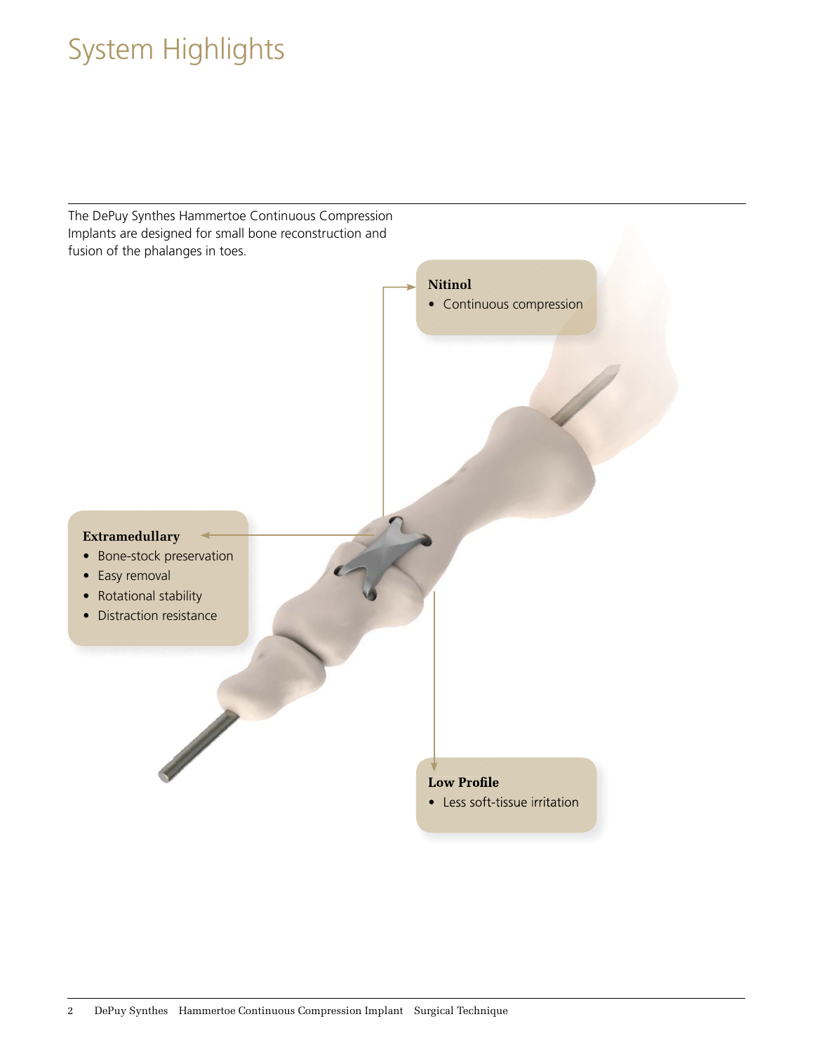# System Highlights

The DePuy Synthes Hammertoe Continuous Compression Implants are designed for small bone reconstruction and fusion of the phalanges in toes.

**Nitinol**

- Continuous compression

**Extramedullary**

- Bone-stock preservation
- Easy removal
- Rotational stability
- Distraction resistance

**Low Profile**

- Less soft-tissue irritation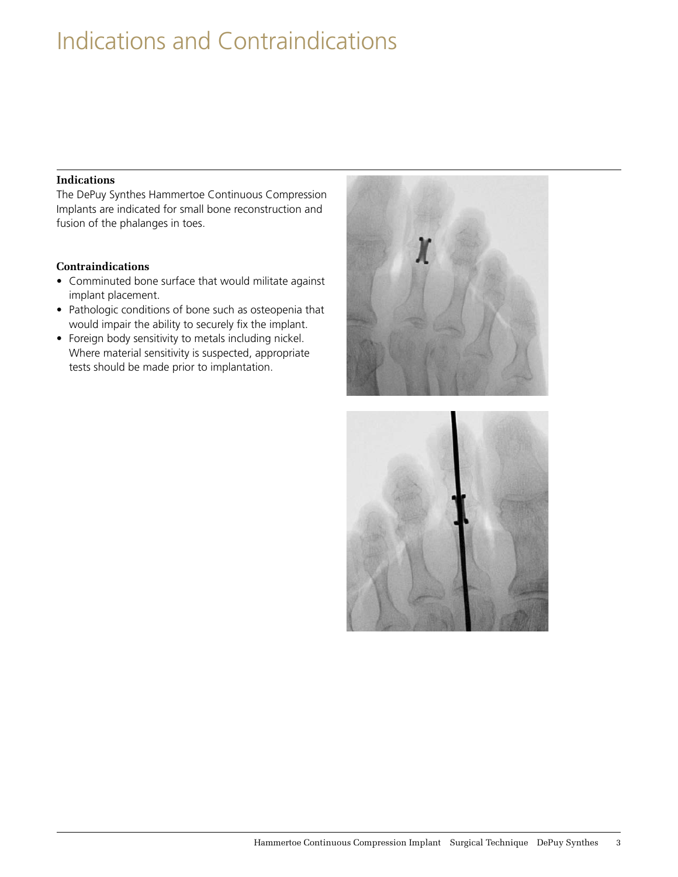# Indications and Contraindications

**Indications**

The DePuy Synthes Hammertoe Continuous Compression Implants are indicated for small bone reconstruction and fusion of the phalanges in toes.

**Contraindications**

- Comminuted bone surface that would militate against implant placement.
- Pathologic conditions of bone such as osteopenia that would impair the ability to securely fix the implant.
- Foreign body sensitivity to metals including nickel. Where material sensitivity is suspected, appropriate tests should be made prior to implantation.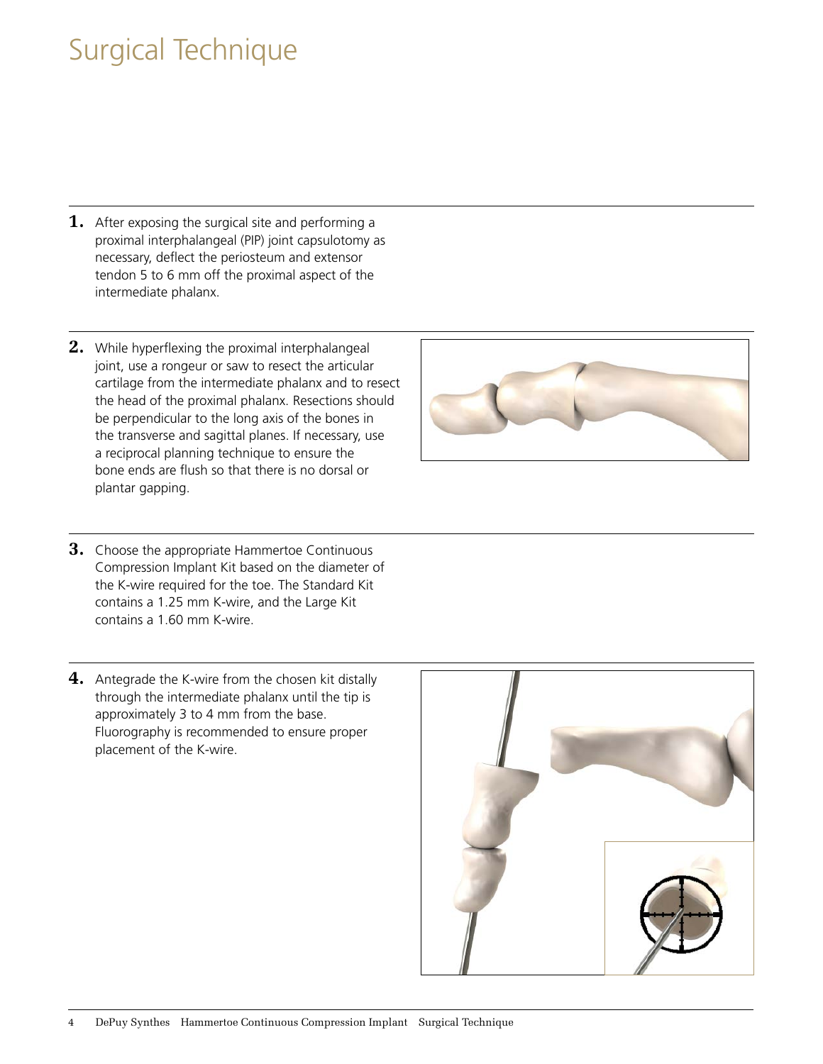# Surgical Technique

**1.** After exposing the surgical site and performing a proximal interphalangeal (PIP) joint capsulotomy as necessary, deflect the periosteum and extensor tendon 5 to 6 mm off the proximal aspect of the intermediate phalanx.

**2.** While hyperflexing the proximal interphalangeal joint, use a rongeur or saw to resect the articular cartilage from the intermediate phalanx and to resect the head of the proximal phalanx. Resections should be perpendicular to the long axis of the bones in the transverse and sagittal planes. If necessary, use a reciprocal planning technique to ensure the bone ends are flush so that there is no dorsal or plantar gapping.

**3.** Choose the appropriate Hammertoe Continuous Compression Implant Kit based on the diameter of the K-wire required for the toe. The Standard Kit contains a 1.25 mm K-wire, and the Large Kit contains a 1.60 mm K-wire.

**4.** Antegrade the K-wire from the chosen kit distally through the intermediate phalanx until the tip is approximately 3 to 4 mm from the base. Fluorography is recommended to ensure proper placement of the K-wire.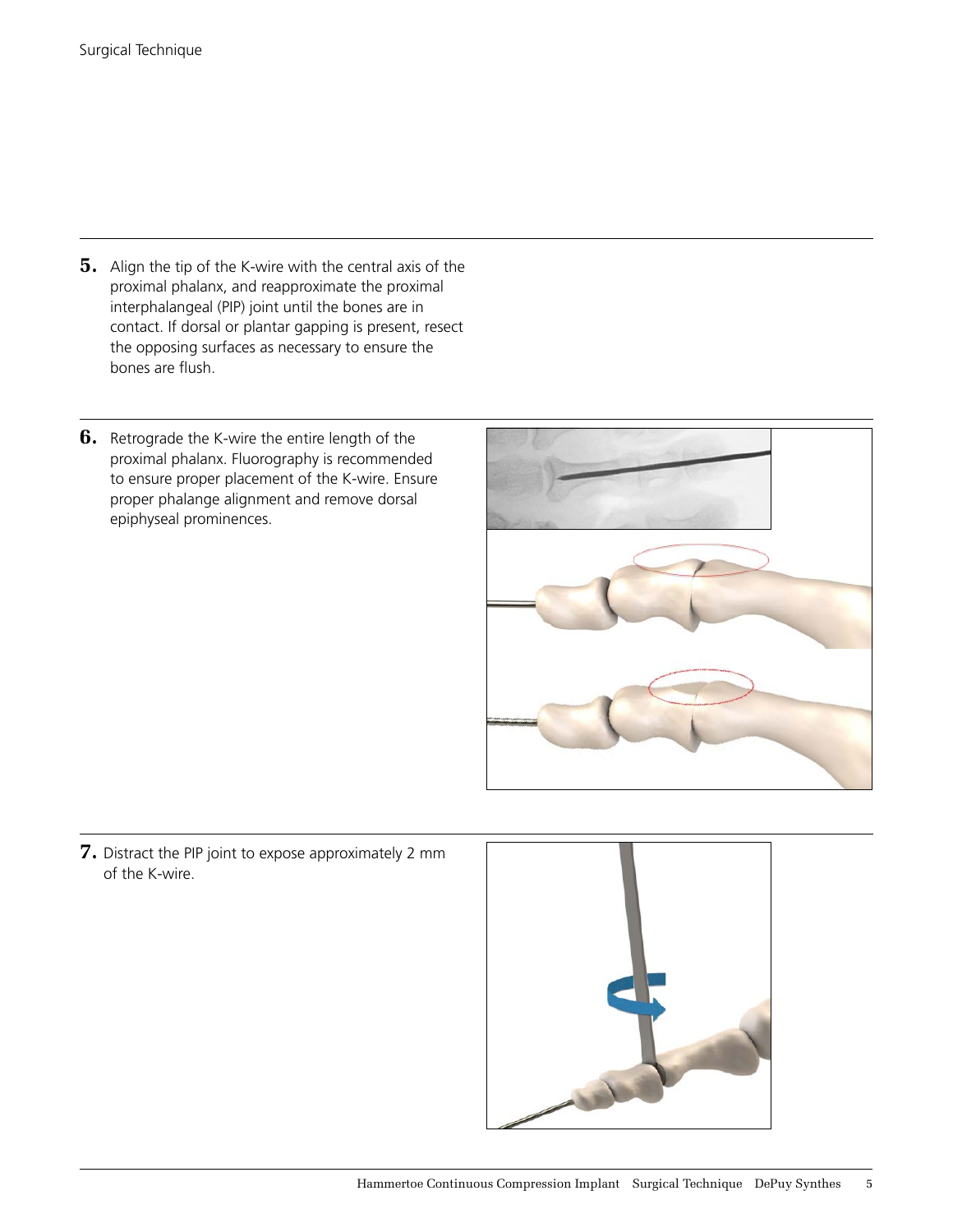5. Align the tip of the K-wire with the central axis of the proximal phalanx, and reapproximate the proximal interphalangeal (PIP) joint until the bones are in contact. If dorsal or plantar gapping is present, resect the opposing surfaces as necessary to ensure the bones are flush.

6. Retrograde the K-wire the entire length of the proximal phalanx. Fluorography is recommended to ensure proper placement of the K-wire. Ensure proper phalange alignment and remove dorsal epiphyseal prominences.

7. Distract the PIP joint to expose approximately 2 mm of the K-wire.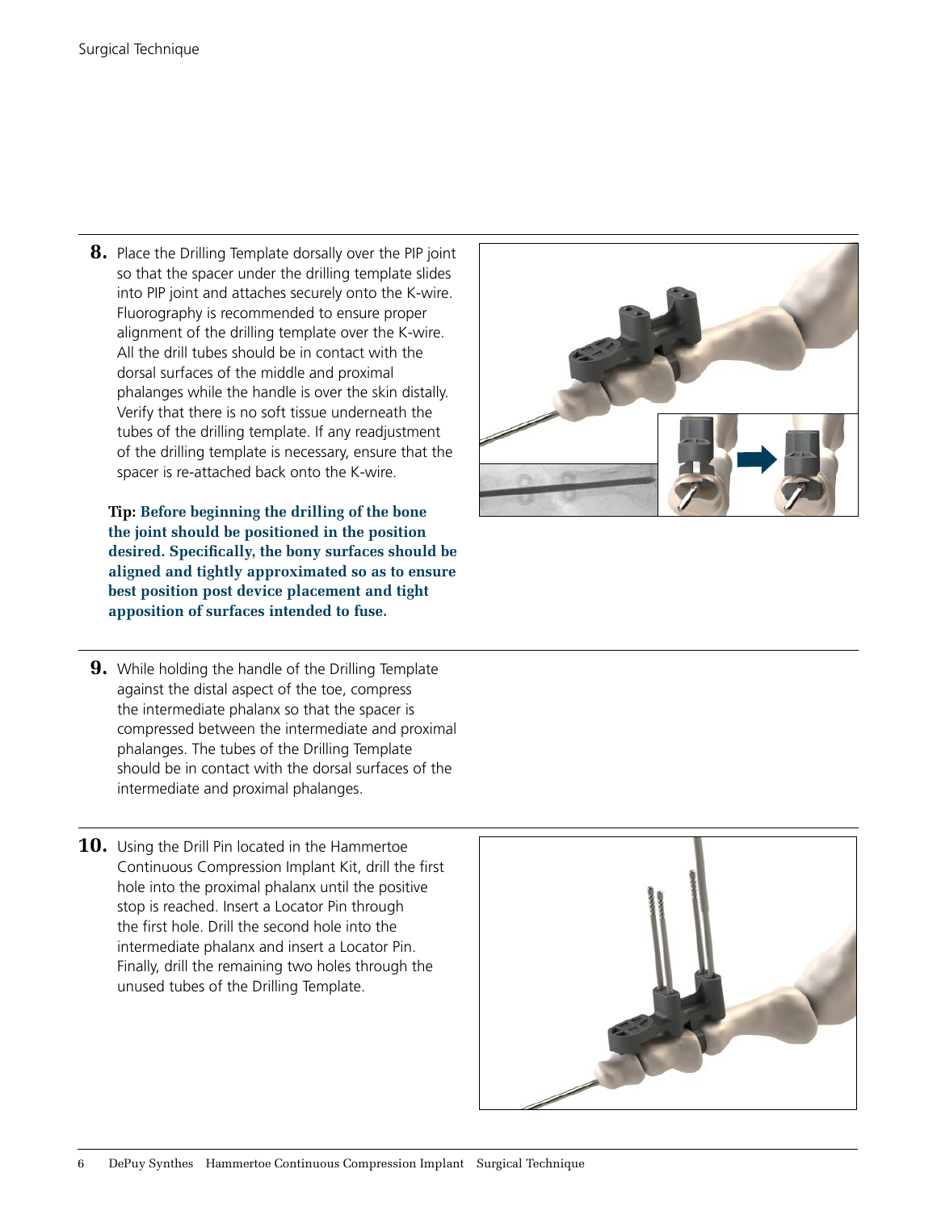8. Place the Drilling Template dorsally over the PIP joint so that the spacer under the drilling template slides into PIP joint and attaches securely onto the K-wire. Fluorography is recommended to ensure proper alignment of the drilling template over the K-wire. All the drill tubes should be in contact with the dorsal surfaces of the middle and proximal phalanges while the handle is over the skin distally. Verify that there is no soft tissue underneath the tubes of the drilling template. If any readjustment of the drilling template is necessary, ensure that the spacer is re-attached back onto the K-wire.

**Tip: Before beginning the drilling of the bone the joint should be positioned in the position desired. Specifically, the bony surfaces should be aligned and tightly approximated so as to ensure best position post device placement and tight apposition of surfaces intended to fuse.**

9. While holding the handle of the Drilling Template against the distal aspect of the toe, compress the intermediate phalanx so that the spacer is compressed between the intermediate and proximal phalanges. The tubes of the Drilling Template should be in contact with the dorsal surfaces of the intermediate and proximal phalanges.

10. Using the Drill Pin located in the Hammertoe Continuous Compression Implant Kit, drill the first hole into the proximal phalanx until the positive stop is reached. Insert a Locator Pin through the first hole. Drill the second hole into the intermediate phalanx and insert a Locator Pin. Finally, drill the remaining two holes through the unused tubes of the Drilling Template.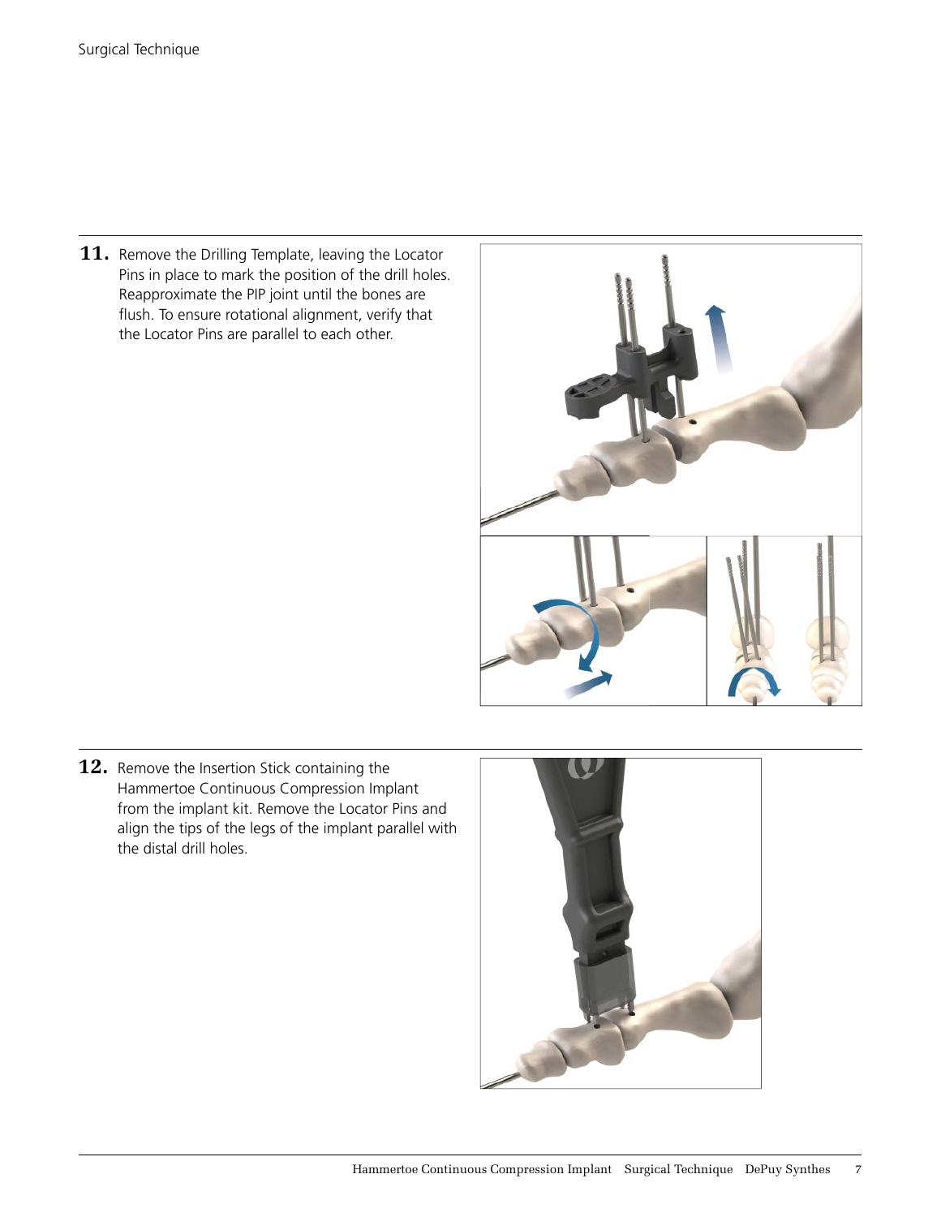**11.** Remove the Drilling Template, leaving the Locator Pins in place to mark the position of the drill holes. Reapproximate the PIP joint until the bones are flush. To ensure rotational alignment, verify that the Locator Pins are parallel to each other.

**12.** Remove the Insertion Stick containing the Hammertoe Continuous Compression Implant from the implant kit. Remove the Locator Pins and align the tips of the legs of the implant parallel with the distal drill holes.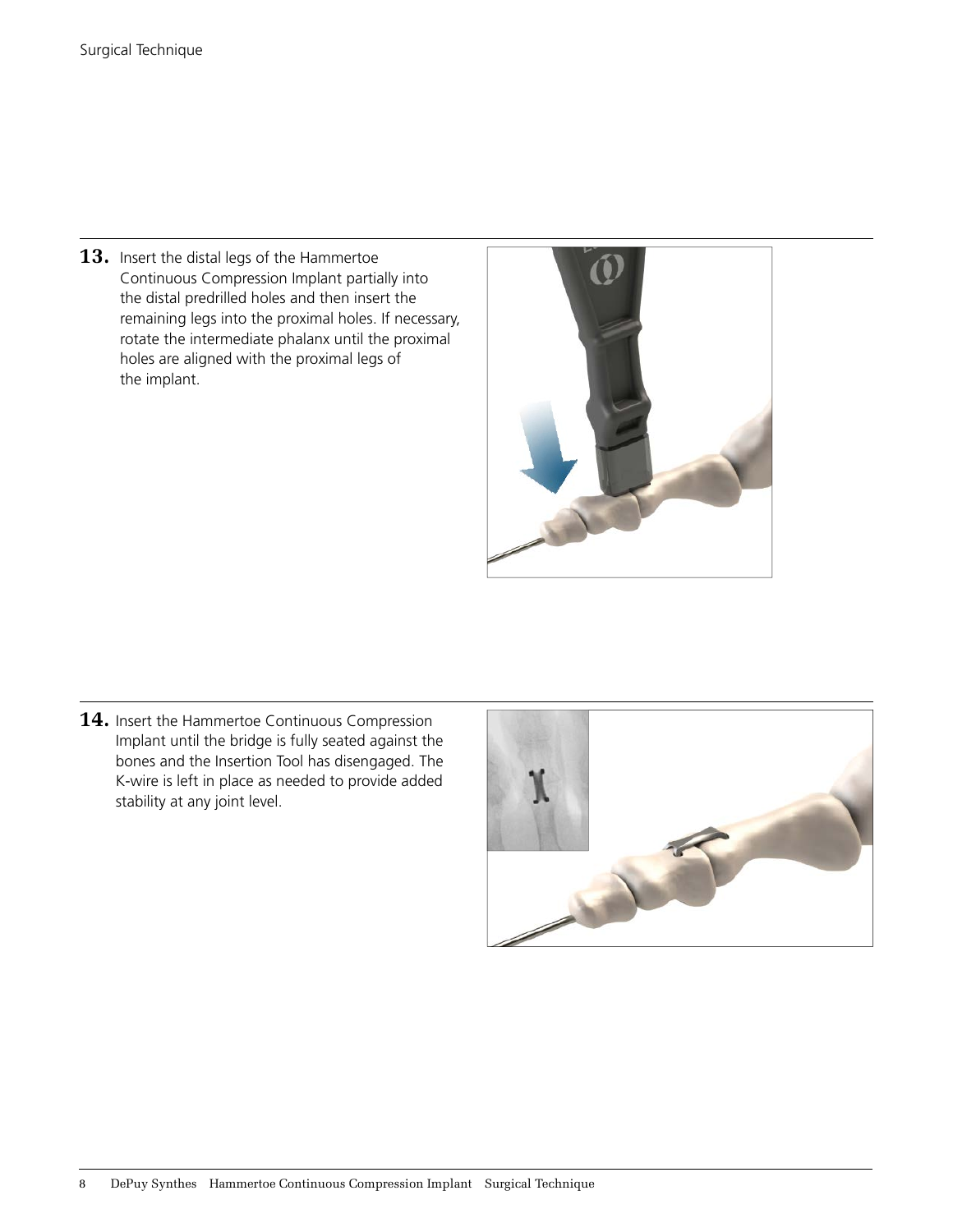13. Insert the distal legs of the Hammertoe Continuous Compression Implant partially into the distal predrilled holes and then insert the remaining legs into the proximal holes. If necessary, rotate the intermediate phalanx until the proximal holes are aligned with the proximal legs of the implant.

14. Insert the Hammertoe Continuous Compression Implant until the bridge is fully seated against the bones and the Insertion Tool has disengaged. The K-wire is left in place as needed to provide added stability at any joint level.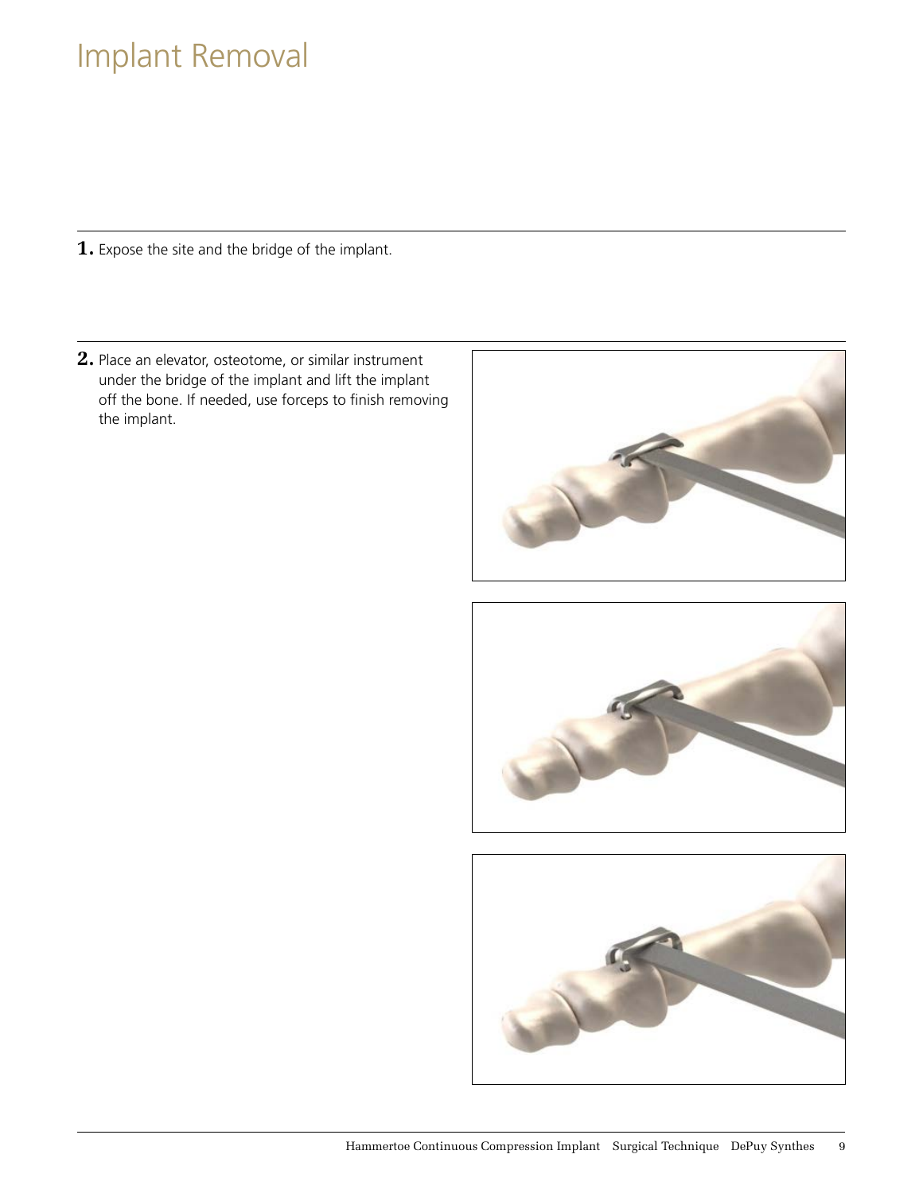# Implant Removal

**1.** Expose the site and the bridge of the implant.

**2.** Place an elevator, osteotome, or similar instrument under the bridge of the implant and lift the implant off the bone. If needed, use forceps to finish removing the implant.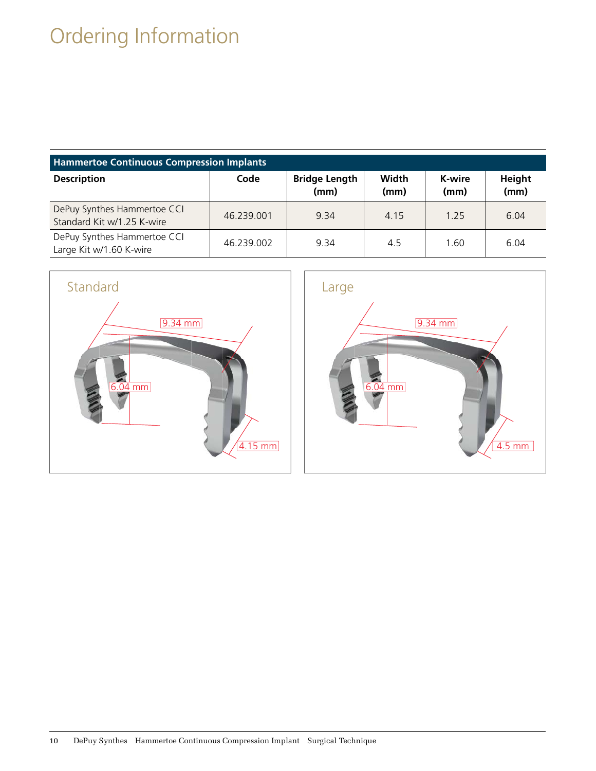# Ordering Information

| Hammertoe Continuous Compression Implants | | | | | |
|---|---|---|---|---|---|
| **Description** | **Code** | **Bridge Length (mm)** | **Width (mm)** | **K-wire (mm)** | **Height (mm)** |
| DePuy Synthes Hammertoe CCI Standard Kit w/1.25 K-wire | 46.239.001 | 9.34 | 4.15 | 1.25 | 6.04 |
| DePuy Synthes Hammertoe CCI Large Kit w/1.60 K-wire | 46.239.002 | 9.34 | 4.5 | 1.60 | 6.04 |

Standard

9.34 mm

6.04 mm

4.15 mm

Large

9.34 mm

6.04 mm

4.5 mm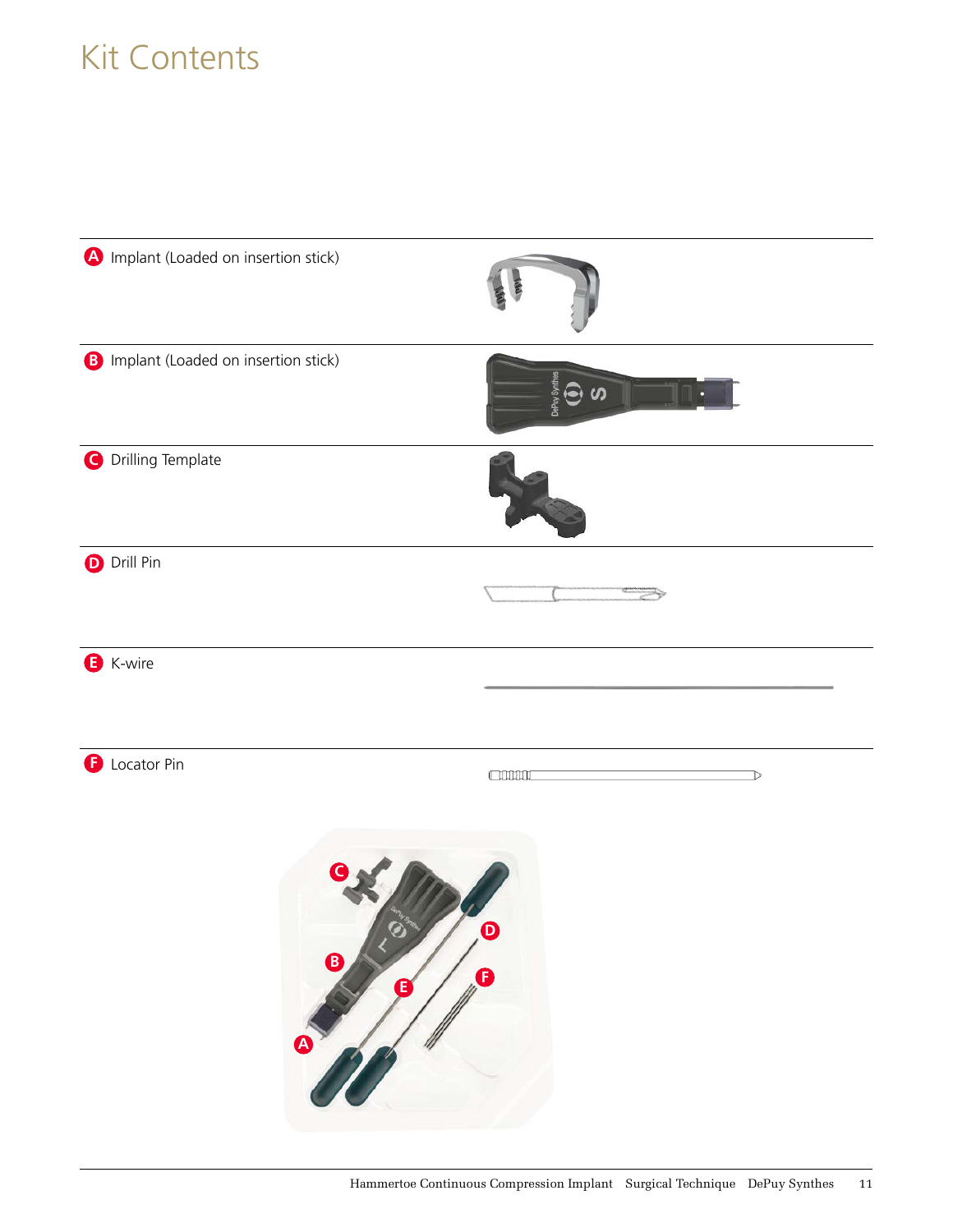# Kit Contents

- **A** Implant (Loaded on insertion stick)
- **B** Implant (Loaded on insertion stick)
- **C** Drilling Template
- **D** Drill Pin
- **E** K-wire
- **F** Locator Pin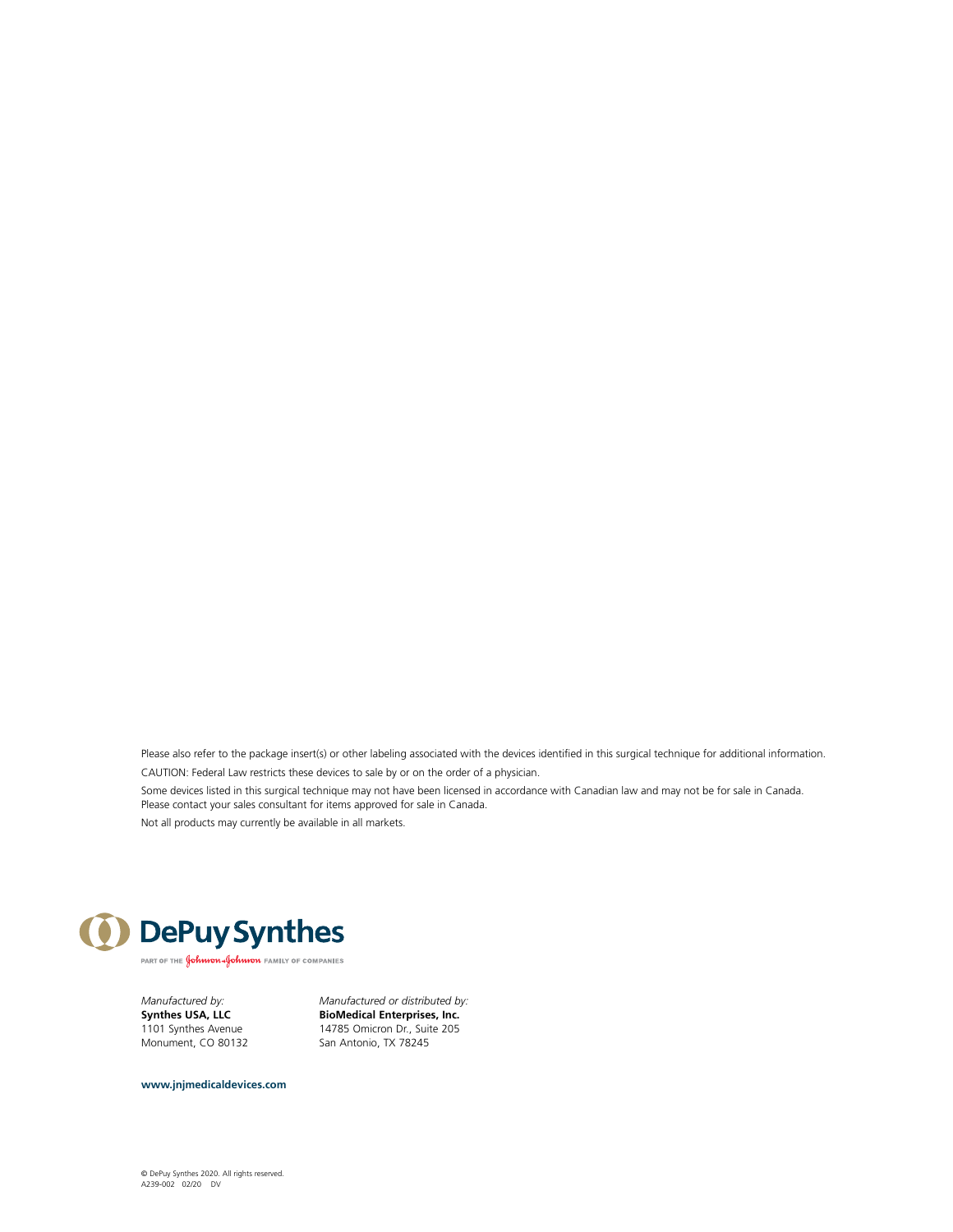Please also refer to the package insert(s) or other labeling associated with the devices identified in this surgical technique for additional information.

CAUTION: Federal Law restricts these devices to sale by or on the order of a physician.

Some devices listed in this surgical technique may not have been licensed in accordance with Canadian law and may not be for sale in Canada. Please contact your sales consultant for items approved for sale in Canada.

Not all products may currently be available in all markets.

DePuy Synthes

PART OF THE Johnson & Johnson FAMILY OF COMPANIES

*Manufactured by:*
**Synthes USA, LLC**
1101 Synthes Avenue
Monument, CO 80132

*Manufactured or distributed by:*
**BioMedical Enterprises, Inc.**
14785 Omicron Dr., Suite 205
San Antonio, TX 78245

**www.jnjmedicaldevices.com**

© DePuy Synthes 2020. All rights reserved.
A239-002 02/20 DV